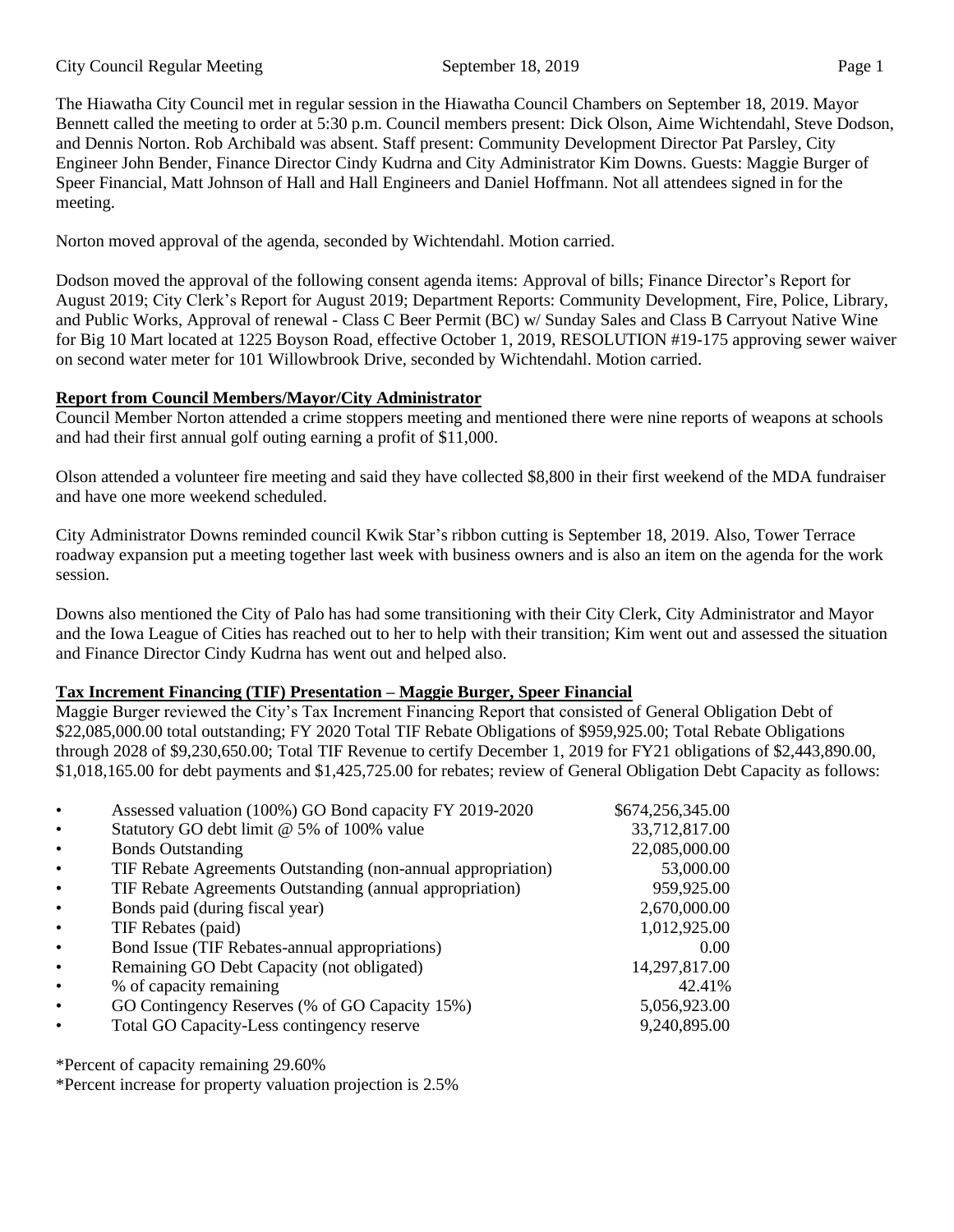The Hiawatha City Council met in regular session in the Hiawatha Council Chambers on September 18, 2019. Mayor Bennett called the meeting to order at 5:30 p.m. Council members present: Dick Olson, Aime Wichtendahl, Steve Dodson, and Dennis Norton. Rob Archibald was absent. Staff present: Community Development Director Pat Parsley, City Engineer John Bender, Finance Director Cindy Kudrna and City Administrator Kim Downs. Guests: Maggie Burger of Speer Financial, Matt Johnson of Hall and Hall Engineers and Daniel Hoffmann. Not all attendees signed in for the meeting.

Norton moved approval of the agenda, seconded by Wichtendahl. Motion carried.

Dodson moved the approval of the following consent agenda items: Approval of bills; Finance Director's Report for August 2019; City Clerk's Report for August 2019; Department Reports: Community Development, Fire, Police, Library, and Public Works, Approval of renewal - Class C Beer Permit (BC) w/ Sunday Sales and Class B Carryout Native Wine for Big 10 Mart located at 1225 Boyson Road, effective October 1, 2019, RESOLUTION #19-175 approving sewer waiver on second water meter for 101 Willowbrook Drive, seconded by Wichtendahl. Motion carried.

**Report from Council Members/Mayor/City Administrator**

Council Member Norton attended a crime stoppers meeting and mentioned there were nine reports of weapons at schools and had their first annual golf outing earning a profit of $11,000.

Olson attended a volunteer fire meeting and said they have collected $8,800 in their first weekend of the MDA fundraiser and have one more weekend scheduled.

City Administrator Downs reminded council Kwik Star's ribbon cutting is September 18, 2019. Also, Tower Terrace roadway expansion put a meeting together last week with business owners and is also an item on the agenda for the work session.

Downs also mentioned the City of Palo has had some transitioning with their City Clerk, City Administrator and Mayor and the Iowa League of Cities has reached out to her to help with their transition; Kim went out and assessed the situation and Finance Director Cindy Kudrna has went out and helped also.

**Tax Increment Financing (TIF) Presentation – Maggie Burger, Speer Financial**

Maggie Burger reviewed the City's Tax Increment Financing Report that consisted of General Obligation Debt of $22,085,000.00 total outstanding; FY 2020 Total TIF Rebate Obligations of $959,925.00; Total Rebate Obligations through 2028 of $9,230,650.00; Total TIF Revenue to certify December 1, 2019 for FY21 obligations of $2,443,890.00, $1,018,165.00 for debt payments and $1,425,725.00 for rebates; review of General Obligation Debt Capacity as follows:

| Item | Amount |
|---|---|
| Assessed valuation (100%) GO Bond capacity FY 2019-2020 | $674,256,345.00 |
| Statutory GO debt limit @ 5% of 100% value | 33,712,817.00 |
| Bonds Outstanding | 22,085,000.00 |
| TIF Rebate Agreements Outstanding (non-annual appropriation) | 53,000.00 |
| TIF Rebate Agreements Outstanding (annual appropriation) | 959,925.00 |
| Bonds paid (during fiscal year) | 2,670,000.00 |
| TIF Rebates (paid) | 1,012,925.00 |
| Bond Issue (TIF Rebates-annual appropriations) | 0.00 |
| Remaining GO Debt Capacity (not obligated) | 14,297,817.00 |
| % of capacity remaining | 42.41% |
| GO Contingency Reserves (% of GO Capacity 15%) | 5,056,923.00 |
| Total GO Capacity-Less contingency reserve | 9,240,895.00 |

*Percent of capacity remaining 29.60%

*Percent increase for property valuation projection is 2.5%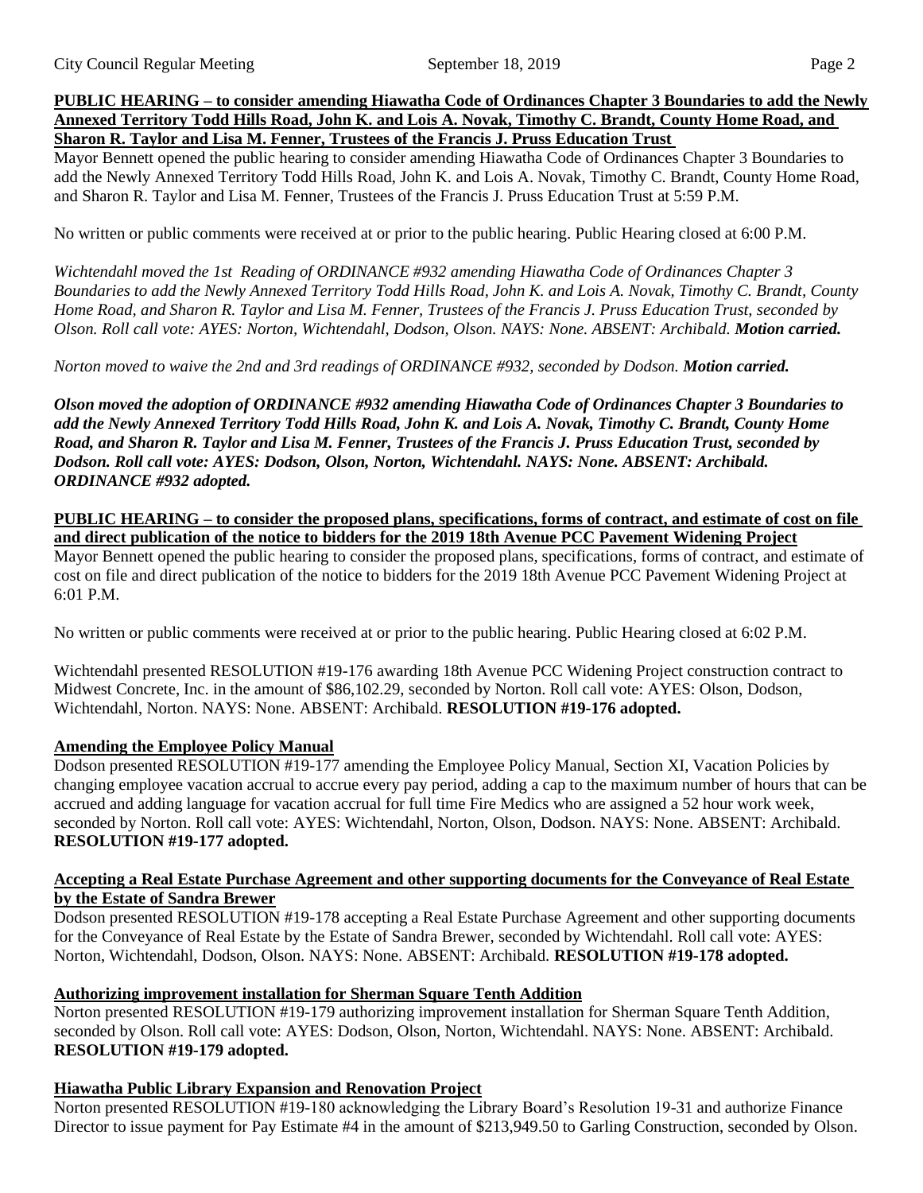**PUBLIC HEARING – to consider amending Hiawatha Code of Ordinances Chapter 3 Boundaries to add the Newly Annexed Territory Todd Hills Road, John K. and Lois A. Novak, Timothy C. Brandt, County Home Road, and Sharon R. Taylor and Lisa M. Fenner, Trustees of the Francis J. Pruss Education Trust**

Mayor Bennett opened the public hearing to consider amending Hiawatha Code of Ordinances Chapter 3 Boundaries to add the Newly Annexed Territory Todd Hills Road, John K. and Lois A. Novak, Timothy C. Brandt, County Home Road, and Sharon R. Taylor and Lisa M. Fenner, Trustees of the Francis J. Pruss Education Trust at 5:59 P.M.

No written or public comments were received at or prior to the public hearing. Public Hearing closed at 6:00 P.M.

*Wichtendahl moved the 1st Reading of ORDINANCE #932 amending Hiawatha Code of Ordinances Chapter 3 Boundaries to add the Newly Annexed Territory Todd Hills Road, John K. and Lois A. Novak, Timothy C. Brandt, County Home Road, and Sharon R. Taylor and Lisa M. Fenner, Trustees of the Francis J. Pruss Education Trust, seconded by Olson. Roll call vote: AYES: Norton, Wichtendahl, Dodson, Olson. NAYS: None. ABSENT: Archibald.* ***Motion carried.***

*Norton moved to waive the 2nd and 3rd readings of ORDINANCE #932, seconded by Dodson.* ***Motion carried.***

***Olson moved the adoption of ORDINANCE #932 amending Hiawatha Code of Ordinances Chapter 3 Boundaries to add the Newly Annexed Territory Todd Hills Road, John K. and Lois A. Novak, Timothy C. Brandt, County Home Road, and Sharon R. Taylor and Lisa M. Fenner, Trustees of the Francis J. Pruss Education Trust, seconded by Dodson. Roll call vote: AYES: Dodson, Olson, Norton, Wichtendahl. NAYS: None. ABSENT: Archibald. ORDINANCE #932 adopted.***

**PUBLIC HEARING – to consider the proposed plans, specifications, forms of contract, and estimate of cost on file and direct publication of the notice to bidders for the 2019 18th Avenue PCC Pavement Widening Project**

Mayor Bennett opened the public hearing to consider the proposed plans, specifications, forms of contract, and estimate of cost on file and direct publication of the notice to bidders for the 2019 18th Avenue PCC Pavement Widening Project at 6:01 P.M.

No written or public comments were received at or prior to the public hearing. Public Hearing closed at 6:02 P.M.

Wichtendahl presented RESOLUTION #19-176 awarding 18th Avenue PCC Widening Project construction contract to Midwest Concrete, Inc. in the amount of $86,102.29, seconded by Norton. Roll call vote: AYES: Olson, Dodson, Wichtendahl, Norton. NAYS: None. ABSENT: Archibald. **RESOLUTION #19-176 adopted.**

**Amending the Employee Policy Manual**

Dodson presented RESOLUTION #19-177 amending the Employee Policy Manual, Section XI, Vacation Policies by changing employee vacation accrual to accrue every pay period, adding a cap to the maximum number of hours that can be accrued and adding language for vacation accrual for full time Fire Medics who are assigned a 52 hour work week, seconded by Norton. Roll call vote: AYES: Wichtendahl, Norton, Olson, Dodson. NAYS: None. ABSENT: Archibald. **RESOLUTION #19-177 adopted.**

**Accepting a Real Estate Purchase Agreement and other supporting documents for the Conveyance of Real Estate by the Estate of Sandra Brewer**

Dodson presented RESOLUTION #19-178 accepting a Real Estate Purchase Agreement and other supporting documents for the Conveyance of Real Estate by the Estate of Sandra Brewer, seconded by Wichtendahl. Roll call vote: AYES: Norton, Wichtendahl, Dodson, Olson. NAYS: None. ABSENT: Archibald. **RESOLUTION #19-178 adopted.**

**Authorizing improvement installation for Sherman Square Tenth Addition**

Norton presented RESOLUTION #19-179 authorizing improvement installation for Sherman Square Tenth Addition, seconded by Olson. Roll call vote: AYES: Dodson, Olson, Norton, Wichtendahl. NAYS: None. ABSENT: Archibald. **RESOLUTION #19-179 adopted.**

**Hiawatha Public Library Expansion and Renovation Project**

Norton presented RESOLUTION #19-180 acknowledging the Library Board's Resolution 19-31 and authorize Finance Director to issue payment for Pay Estimate #4 in the amount of $213,949.50 to Garling Construction, seconded by Olson.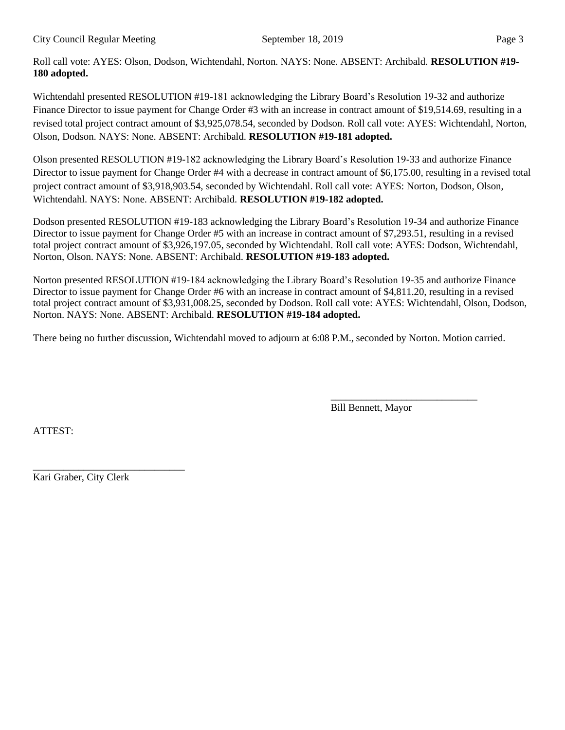Roll call vote: AYES: Olson, Dodson, Wichtendahl, Norton. NAYS: None. ABSENT: Archibald. **RESOLUTION #19-180 adopted.**

Wichtendahl presented RESOLUTION #19-181 acknowledging the Library Board's Resolution 19-32 and authorize Finance Director to issue payment for Change Order #3 with an increase in contract amount of $19,514.69, resulting in a revised total project contract amount of $3,925,078.54, seconded by Dodson. Roll call vote: AYES: Wichtendahl, Norton, Olson, Dodson. NAYS: None. ABSENT: Archibald. **RESOLUTION #19-181 adopted.**

Olson presented RESOLUTION #19-182 acknowledging the Library Board's Resolution 19-33 and authorize Finance Director to issue payment for Change Order #4 with a decrease in contract amount of $6,175.00, resulting in a revised total project contract amount of $3,918,903.54, seconded by Wichtendahl. Roll call vote: AYES: Norton, Dodson, Olson, Wichtendahl. NAYS: None. ABSENT: Archibald. **RESOLUTION #19-182 adopted.**

Dodson presented RESOLUTION #19-183 acknowledging the Library Board's Resolution 19-34 and authorize Finance Director to issue payment for Change Order #5 with an increase in contract amount of $7,293.51, resulting in a revised total project contract amount of $3,926,197.05, seconded by Wichtendahl. Roll call vote: AYES: Dodson, Wichtendahl, Norton, Olson. NAYS: None. ABSENT: Archibald. **RESOLUTION #19-183 adopted.**

Norton presented RESOLUTION #19-184 acknowledging the Library Board's Resolution 19-35 and authorize Finance Director to issue payment for Change Order #6 with an increase in contract amount of $4,811.20, resulting in a revised total project contract amount of $3,931,008.25, seconded by Dodson. Roll call vote: AYES: Wichtendahl, Olson, Dodson, Norton. NAYS: None. ABSENT: Archibald. **RESOLUTION #19-184 adopted.**

There being no further discussion, Wichtendahl moved to adjourn at 6:08 P.M., seconded by Norton. Motion carried.

______________________________
Bill Bennett, Mayor

ATTEST:

______________________________
Kari Graber, City Clerk